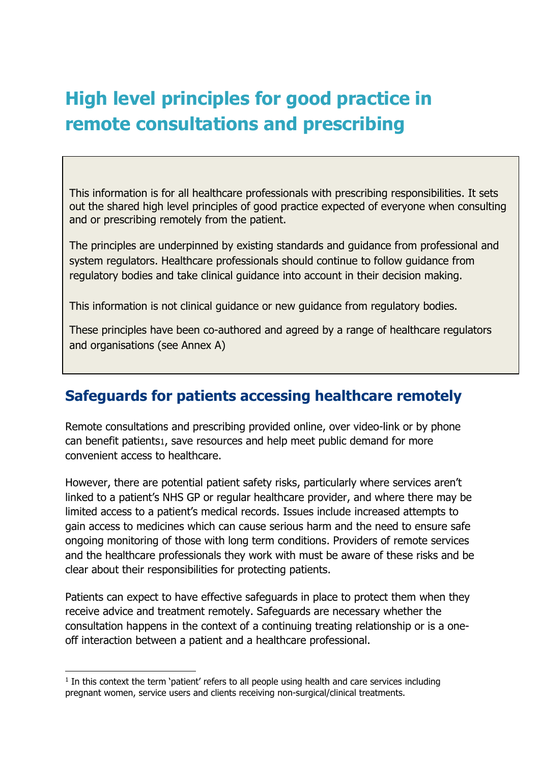# High level principles for good practice in remote consultations and prescribing

This information is for all healthcare professionals with prescribing responsibilities. It sets out the shared high level principles of good practice expected of everyone when consulting and or prescribing remotely from the patient.

The principles are underpinned by existing standards and guidance from professional and system regulators. Healthcare professionals should continue to follow guidance from regulatory bodies and take clinical guidance into account in their decision making.

This information is not clinical guidance or new guidance from regulatory bodies.

These principles have been co-authored and agreed by a range of healthcare regulators and organisations (see Annex A)

## Safeguards for patients accessing healthcare remotely

Remote consultations and prescribing provided online, over video-link or by phone can benefit patients[1], save resources and help meet public demand for more convenient access to healthcare.

However, there are potential patient safety risks, particularly where services aren't linked to a patient's NHS GP or regular healthcare provider, and where there may be limited access to a patient's medical records. Issues include increased attempts to gain access to medicines which can cause serious harm and the need to ensure safe ongoing monitoring of those with long term conditions. Providers of remote services and the healthcare professionals they work with must be aware of these risks and be clear about their responsibilities for protecting patients.

Patients can expect to have effective safeguards in place to protect them when they receive advice and treatment remotely. Safeguards are necessary whether the consultation happens in the context of a continuing treating relationship or is a one-off interaction between a patient and a healthcare professional.

---

[1] In this context the term 'patient' refers to all people using health and care services including pregnant women, service users and clients receiving non-surgical/clinical treatments.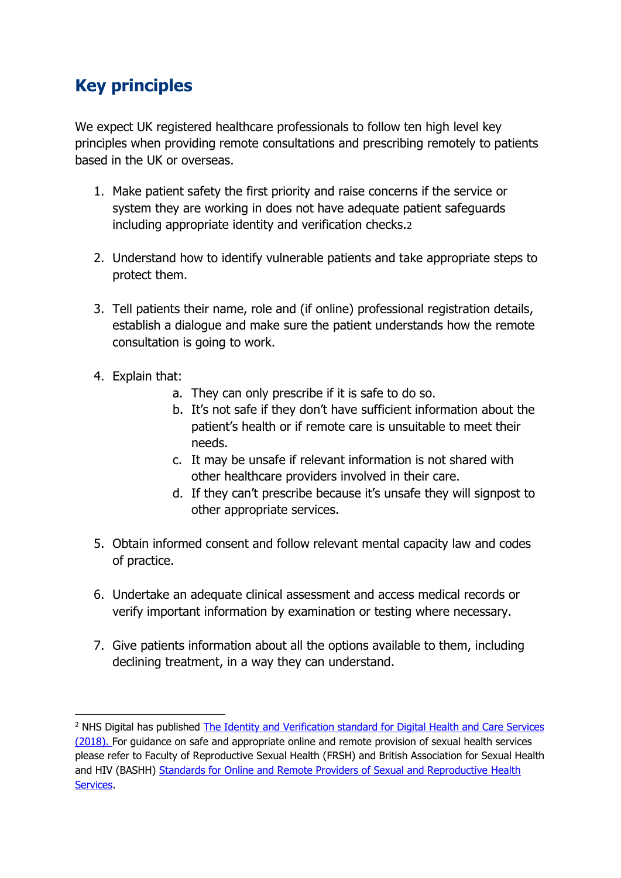## Key principles

We expect UK registered healthcare professionals to follow ten high level key principles when providing remote consultations and prescribing remotely to patients based in the UK or overseas.

1. Make patient safety the first priority and raise concerns if the service or system they are working in does not have adequate patient safeguards including appropriate identity and verification checks.[2]

2. Understand how to identify vulnerable patients and take appropriate steps to protect them.

3. Tell patients their name, role and (if online) professional registration details, establish a dialogue and make sure the patient understands how the remote consultation is going to work.

4. Explain that:
   a. They can only prescribe if it is safe to do so.
   b. It's not safe if they don't have sufficient information about the patient's health or if remote care is unsuitable to meet their needs.
   c. It may be unsafe if relevant information is not shared with other healthcare providers involved in their care.
   d. If they can't prescribe because it's unsafe they will signpost to other appropriate services.

5. Obtain informed consent and follow relevant mental capacity law and codes of practice.

6. Undertake an adequate clinical assessment and access medical records or verify important information by examination or testing where necessary.

7. Give patients information about all the options available to them, including declining treatment, in a way they can understand.

---

[2] NHS Digital has published The Identity and Verification standard for Digital Health and Care Services (2018). For guidance on safe and appropriate online and remote provision of sexual health services please refer to Faculty of Reproductive Sexual Health (FRSH) and British Association for Sexual Health and HIV (BASHH) Standards for Online and Remote Providers of Sexual and Reproductive Health Services.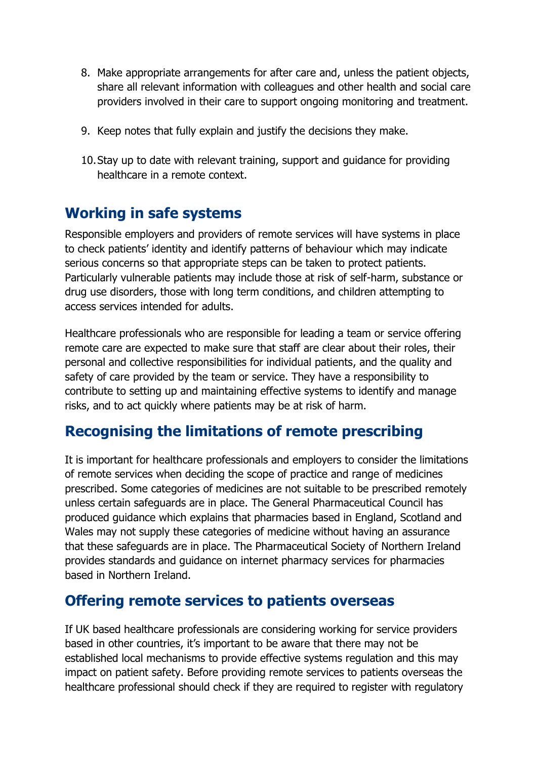8. Make appropriate arrangements for after care and, unless the patient objects, share all relevant information with colleagues and other health and social care providers involved in their care to support ongoing monitoring and treatment.

9. Keep notes that fully explain and justify the decisions they make.

10. Stay up to date with relevant training, support and guidance for providing healthcare in a remote context.

## Working in safe systems

Responsible employers and providers of remote services will have systems in place to check patients' identity and identify patterns of behaviour which may indicate serious concerns so that appropriate steps can be taken to protect patients. Particularly vulnerable patients may include those at risk of self-harm, substance or drug use disorders, those with long term conditions, and children attempting to access services intended for adults.

Healthcare professionals who are responsible for leading a team or service offering remote care are expected to make sure that staff are clear about their roles, their personal and collective responsibilities for individual patients, and the quality and safety of care provided by the team or service. They have a responsibility to contribute to setting up and maintaining effective systems to identify and manage risks, and to act quickly where patients may be at risk of harm.

## Recognising the limitations of remote prescribing

It is important for healthcare professionals and employers to consider the limitations of remote services when deciding the scope of practice and range of medicines prescribed. Some categories of medicines are not suitable to be prescribed remotely unless certain safeguards are in place. The General Pharmaceutical Council has produced guidance which explains that pharmacies based in England, Scotland and Wales may not supply these categories of medicine without having an assurance that these safeguards are in place. The Pharmaceutical Society of Northern Ireland provides standards and guidance on internet pharmacy services for pharmacies based in Northern Ireland.

## Offering remote services to patients overseas

If UK based healthcare professionals are considering working for service providers based in other countries, it's important to be aware that there may not be established local mechanisms to provide effective systems regulation and this may impact on patient safety. Before providing remote services to patients overseas the healthcare professional should check if they are required to register with regulatory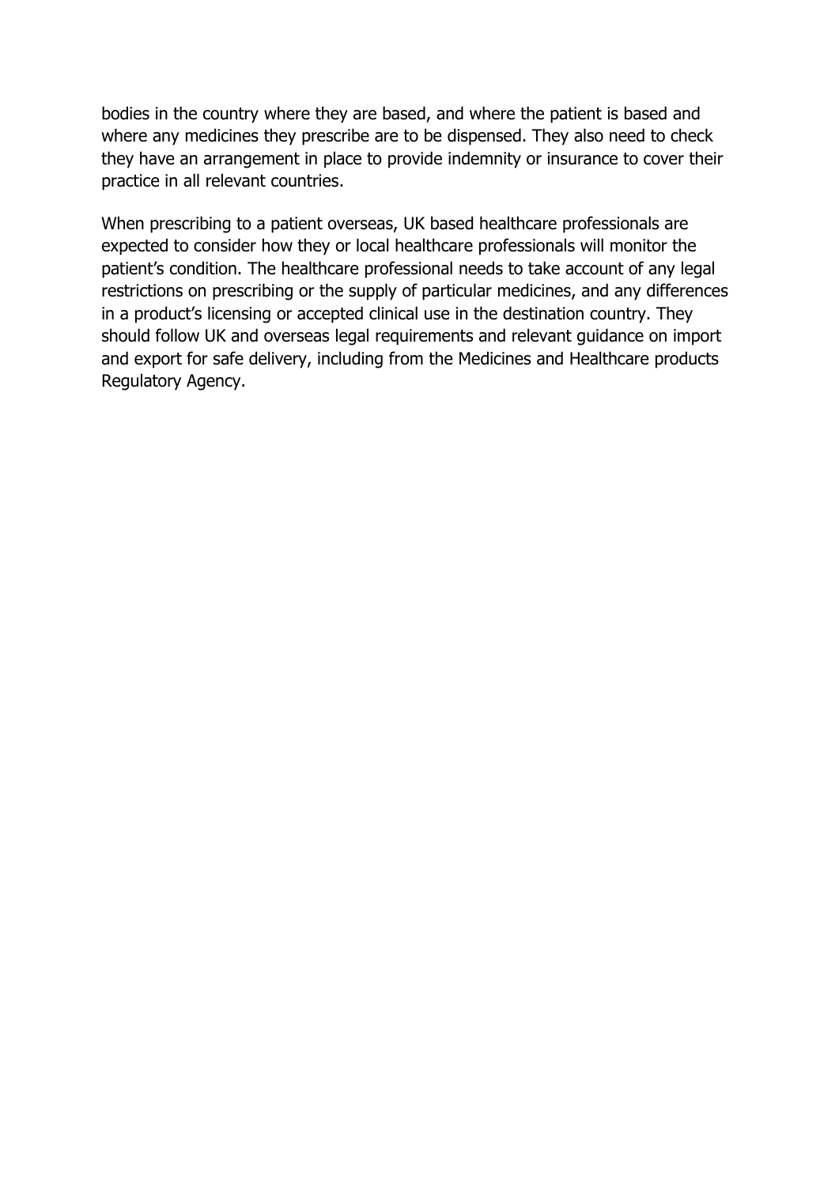bodies in the country where they are based, and where the patient is based and where any medicines they prescribe are to be dispensed. They also need to check they have an arrangement in place to provide indemnity or insurance to cover their practice in all relevant countries.

When prescribing to a patient overseas, UK based healthcare professionals are expected to consider how they or local healthcare professionals will monitor the patient's condition. The healthcare professional needs to take account of any legal restrictions on prescribing or the supply of particular medicines, and any differences in a product's licensing or accepted clinical use in the destination country. They should follow UK and overseas legal requirements and relevant guidance on import and export for safe delivery, including from the Medicines and Healthcare products Regulatory Agency.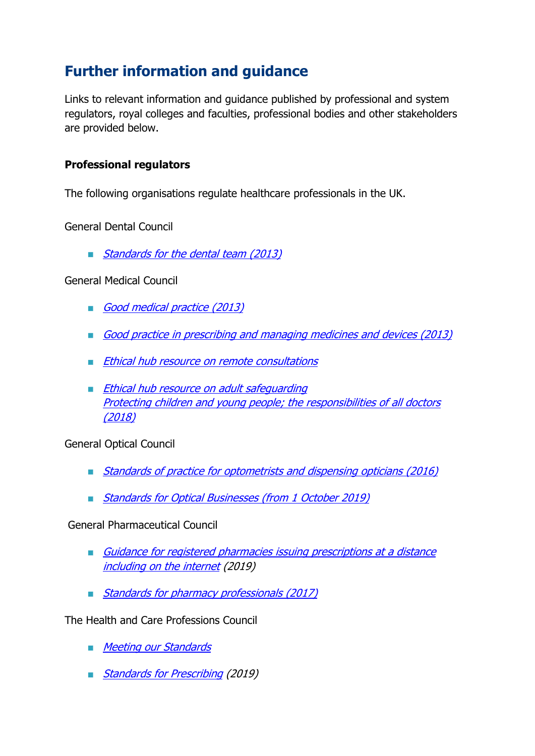## Further information and guidance

Links to relevant information and guidance published by professional and system regulators, royal colleges and faculties, professional bodies and other stakeholders are provided below.

**Professional regulators**

The following organisations regulate healthcare professionals in the UK.

General Dental Council

- *Standards for the dental team (2013)*

General Medical Council

- *Good medical practice (2013)*
- *Good practice in prescribing and managing medicines and devices (2013)*
- *Ethical hub resource on remote consultations*
- *Ethical hub resource on adult safeguarding*
  *Protecting children and young people; the responsibilities of all doctors (2018)*

General Optical Council

- *Standards of practice for optometrists and dispensing opticians (2016)*
- *Standards for Optical Businesses (from 1 October 2019)*

General Pharmaceutical Council

- *Guidance for registered pharmacies issuing prescriptions at a distance including on the internet* (2019)
- *Standards for pharmacy professionals (2017)*

The Health and Care Professions Council

- *Meeting our Standards*
- *Standards for Prescribing* (2019)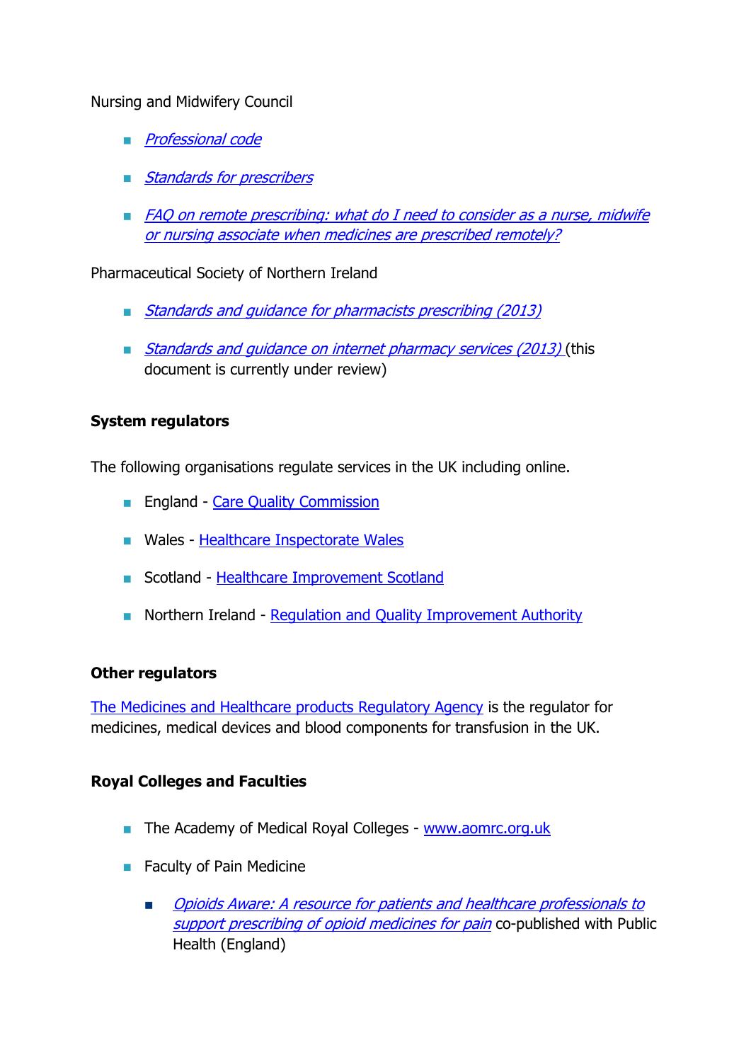Nursing and Midwifery Council

- *Professional code*
- *Standards for prescribers*
- *FAQ on remote prescribing: what do I need to consider as a nurse, midwife or nursing associate when medicines are prescribed remotely?*

Pharmaceutical Society of Northern Ireland

- *Standards and guidance for pharmacists prescribing (2013)*
- *Standards and guidance on internet pharmacy services (2013)* (this document is currently under review)

**System regulators**

The following organisations regulate services in the UK including online.

- England - Care Quality Commission
- Wales - Healthcare Inspectorate Wales
- Scotland - Healthcare Improvement Scotland
- Northern Ireland - Regulation and Quality Improvement Authority

**Other regulators**

The Medicines and Healthcare products Regulatory Agency is the regulator for medicines, medical devices and blood components for transfusion in the UK.

**Royal Colleges and Faculties**

- The Academy of Medical Royal Colleges - www.aomrc.org.uk
- Faculty of Pain Medicine
  - *Opioids Aware: A resource for patients and healthcare professionals to support prescribing of opioid medicines for pain* co-published with Public Health (England)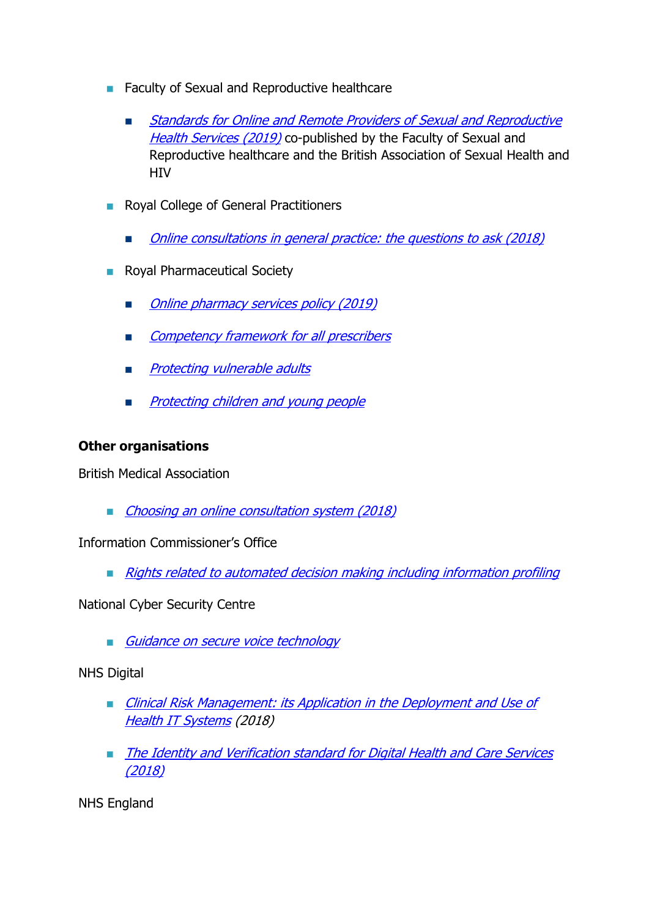- Faculty of Sexual and Reproductive healthcare
    - *Standards for Online and Remote Providers of Sexual and Reproductive Health Services (2019)* co-published by the Faculty of Sexual and Reproductive healthcare and the British Association of Sexual Health and HIV
- Royal College of General Practitioners
    - *Online consultations in general practice: the questions to ask (2018)*
- Royal Pharmaceutical Society
    - *Online pharmacy services policy (2019)*
    - *Competency framework for all prescribers*
    - *Protecting vulnerable adults*
    - *Protecting children and young people*

**Other organisations**

British Medical Association

- *Choosing an online consultation system (2018)*

Information Commissioner's Office

- *Rights related to automated decision making including information profiling*

National Cyber Security Centre

- *Guidance on secure voice technology*

NHS Digital

- *Clinical Risk Management: its Application in the Deployment and Use of Health IT Systems (2018)*
- *The Identity and Verification standard for Digital Health and Care Services (2018)*

NHS England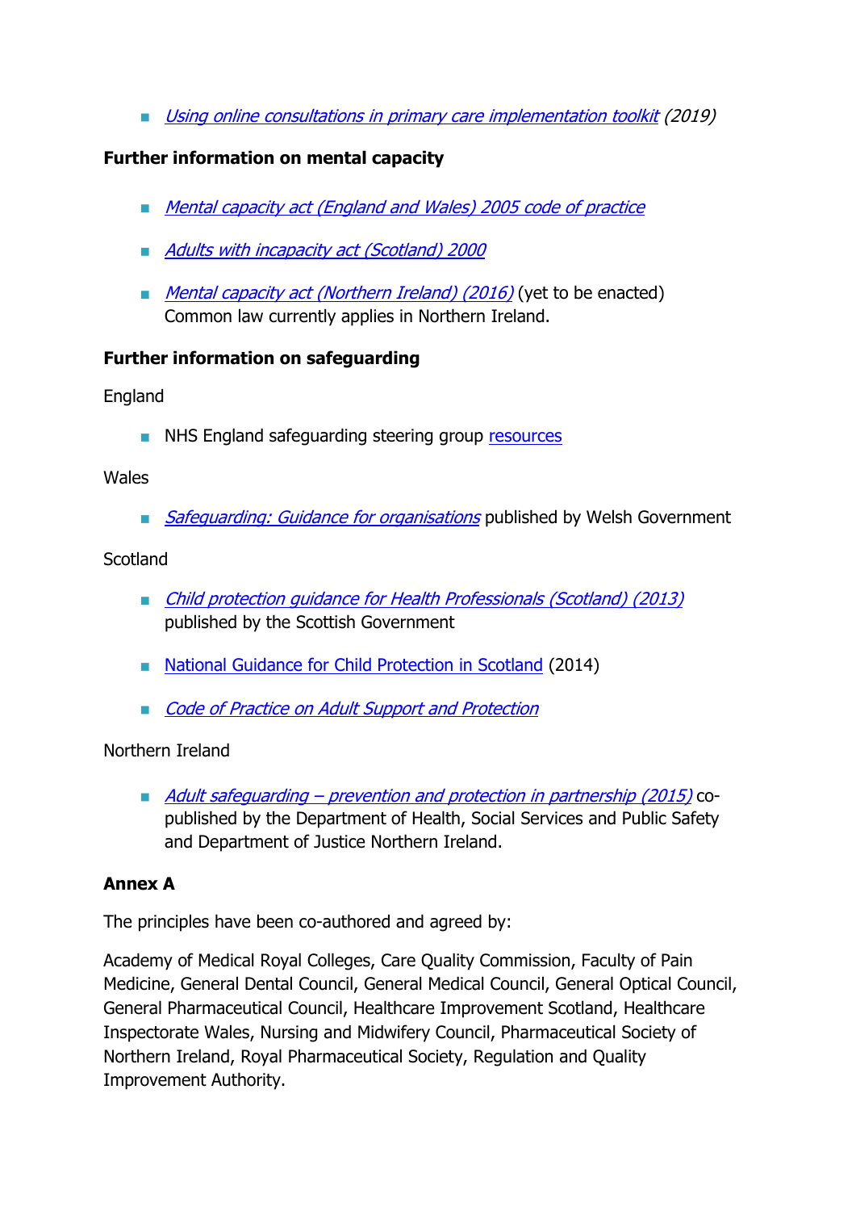- *Using online consultations in primary care implementation toolkit* (2019)

**Further information on mental capacity**

- *Mental capacity act (England and Wales) 2005 code of practice*
- *Adults with incapacity act (Scotland) 2000*
- *Mental capacity act (Northern Ireland) (2016)* (yet to be enacted) Common law currently applies in Northern Ireland.

**Further information on safeguarding**

England

- NHS England safeguarding steering group resources

Wales

- *Safeguarding: Guidance for organisations* published by Welsh Government

Scotland

- *Child protection guidance for Health Professionals (Scotland) (2013)* published by the Scottish Government
- National Guidance for Child Protection in Scotland (2014)
- *Code of Practice on Adult Support and Protection*

Northern Ireland

- *Adult safeguarding – prevention and protection in partnership (2015)* co-published by the Department of Health, Social Services and Public Safety and Department of Justice Northern Ireland.

**Annex A**

The principles have been co-authored and agreed by:

Academy of Medical Royal Colleges, Care Quality Commission, Faculty of Pain Medicine, General Dental Council, General Medical Council, General Optical Council, General Pharmaceutical Council, Healthcare Improvement Scotland, Healthcare Inspectorate Wales, Nursing and Midwifery Council, Pharmaceutical Society of Northern Ireland, Royal Pharmaceutical Society, Regulation and Quality Improvement Authority.